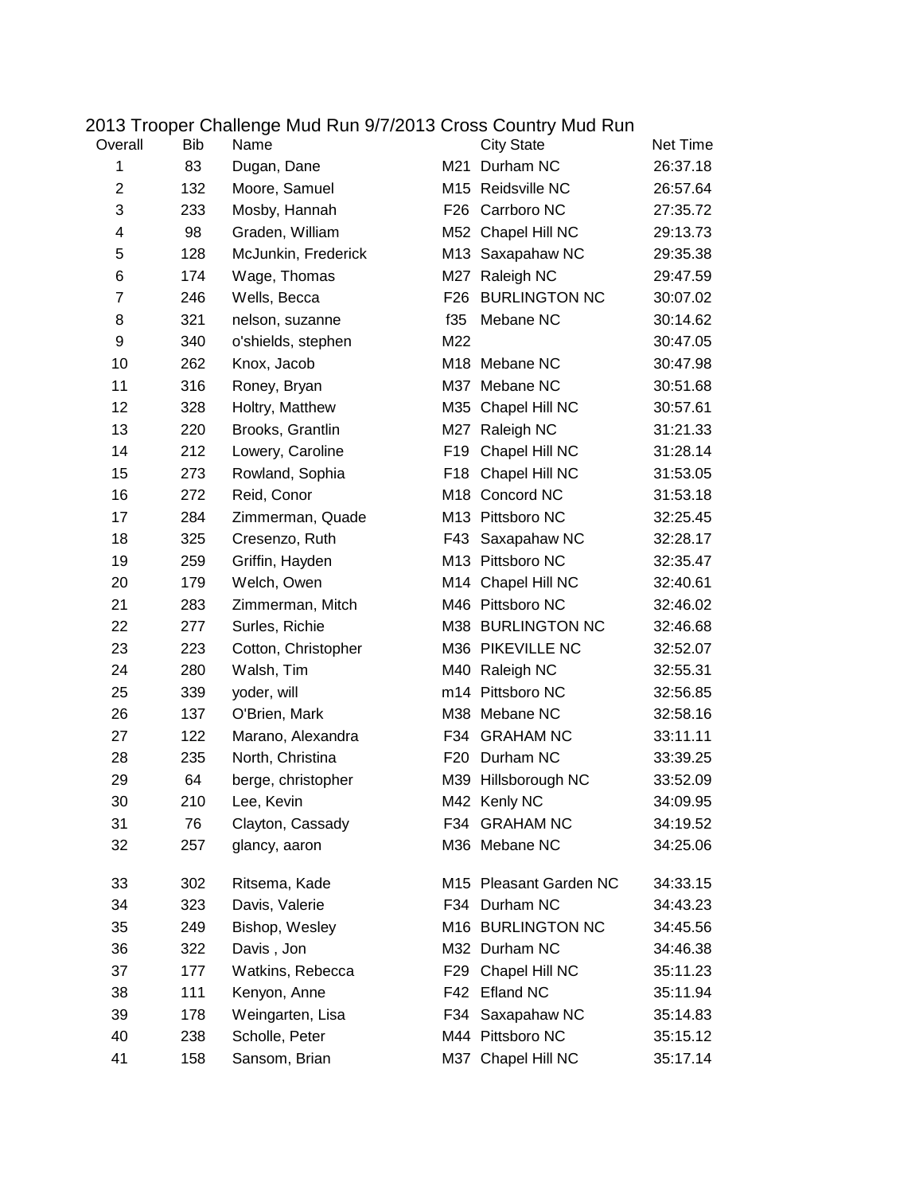# 2013 Trooper Challenge Mud Run 9/7/2013 Cross Country Mud Run

| Overall | Bib | Name | | City State | Net Time |
|---|---|---|---|---|---|
| 1 | 83 | Dugan, Dane | M21 | Durham NC | 26:37.18 |
| 2 | 132 | Moore, Samuel | M15 | Reidsville NC | 26:57.64 |
| 3 | 233 | Mosby, Hannah | F26 | Carrboro NC | 27:35.72 |
| 4 | 98 | Graden, William | M52 | Chapel Hill NC | 29:13.73 |
| 5 | 128 | McJunkin, Frederick | M13 | Saxapahaw NC | 29:35.38 |
| 6 | 174 | Wage, Thomas | M27 | Raleigh NC | 29:47.59 |
| 7 | 246 | Wells, Becca | F26 | BURLINGTON NC | 30:07.02 |
| 8 | 321 | nelson, suzanne | f35 | Mebane NC | 30:14.62 |
| 9 | 340 | o'shields, stephen | M22 | | 30:47.05 |
| 10 | 262 | Knox, Jacob | M18 | Mebane NC | 30:47.98 |
| 11 | 316 | Roney, Bryan | M37 | Mebane NC | 30:51.68 |
| 12 | 328 | Holtry, Matthew | M35 | Chapel Hill NC | 30:57.61 |
| 13 | 220 | Brooks, Grantlin | M27 | Raleigh NC | 31:21.33 |
| 14 | 212 | Lowery, Caroline | F19 | Chapel Hill NC | 31:28.14 |
| 15 | 273 | Rowland, Sophia | F18 | Chapel Hill NC | 31:53.05 |
| 16 | 272 | Reid, Conor | M18 | Concord NC | 31:53.18 |
| 17 | 284 | Zimmerman, Quade | M13 | Pittsboro NC | 32:25.45 |
| 18 | 325 | Cresenzo, Ruth | F43 | Saxapahaw NC | 32:28.17 |
| 19 | 259 | Griffin, Hayden | M13 | Pittsboro NC | 32:35.47 |
| 20 | 179 | Welch, Owen | M14 | Chapel Hill NC | 32:40.61 |
| 21 | 283 | Zimmerman, Mitch | M46 | Pittsboro NC | 32:46.02 |
| 22 | 277 | Surles, Richie | M38 | BURLINGTON NC | 32:46.68 |
| 23 | 223 | Cotton, Christopher | M36 | PIKEVILLE NC | 32:52.07 |
| 24 | 280 | Walsh, Tim | M40 | Raleigh NC | 32:55.31 |
| 25 | 339 | yoder, will | m14 | Pittsboro NC | 32:56.85 |
| 26 | 137 | O'Brien, Mark | M38 | Mebane NC | 32:58.16 |
| 27 | 122 | Marano, Alexandra | F34 | GRAHAM NC | 33:11.11 |
| 28 | 235 | North, Christina | F20 | Durham NC | 33:39.25 |
| 29 | 64 | berge, christopher | M39 | Hillsborough NC | 33:52.09 |
| 30 | 210 | Lee, Kevin | M42 | Kenly NC | 34:09.95 |
| 31 | 76 | Clayton, Cassady | F34 | GRAHAM NC | 34:19.52 |
| 32 | 257 | glancy, aaron | M36 | Mebane NC | 34:25.06 |
| 33 | 302 | Ritsema, Kade | M15 | Pleasant Garden NC | 34:33.15 |
| 34 | 323 | Davis, Valerie | F34 | Durham NC | 34:43.23 |
| 35 | 249 | Bishop, Wesley | M16 | BURLINGTON NC | 34:45.56 |
| 36 | 322 | Davis , Jon | M32 | Durham NC | 34:46.38 |
| 37 | 177 | Watkins, Rebecca | F29 | Chapel Hill NC | 35:11.23 |
| 38 | 111 | Kenyon, Anne | F42 | Efland NC | 35:11.94 |
| 39 | 178 | Weingarten, Lisa | F34 | Saxapahaw NC | 35:14.83 |
| 40 | 238 | Scholle, Peter | M44 | Pittsboro NC | 35:15.12 |
| 41 | 158 | Sansom, Brian | M37 | Chapel Hill NC | 35:17.14 |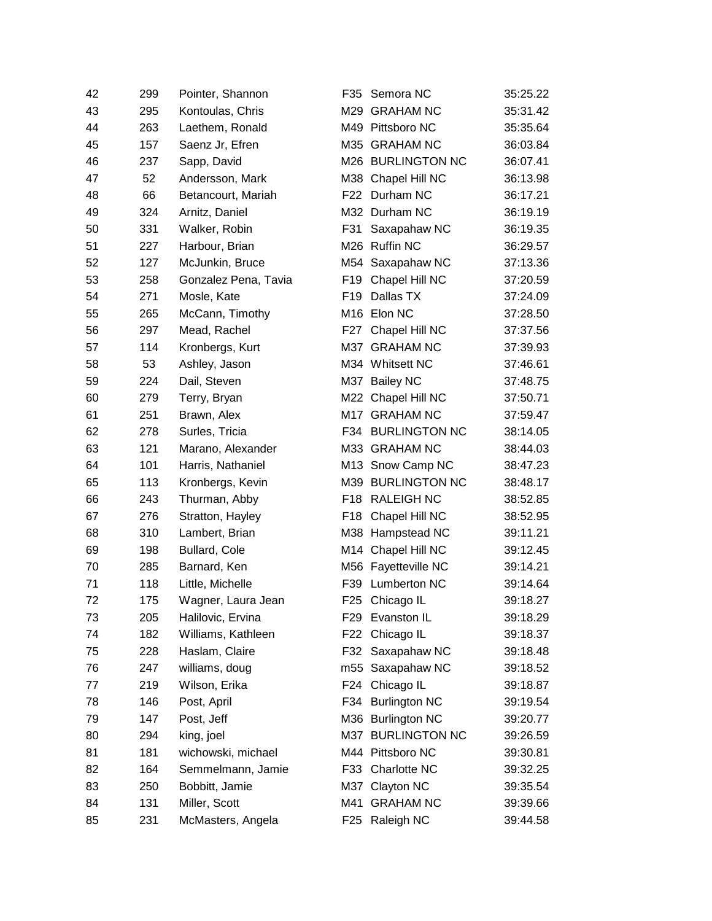| | | | | | |
|---|---|---|---|---|---|
| 42 | 299 | Pointer, Shannon | F35 | Semora NC | 35:25.22 |
| 43 | 295 | Kontoulas, Chris | M29 | GRAHAM NC | 35:31.42 |
| 44 | 263 | Laethem, Ronald | M49 | Pittsboro NC | 35:35.64 |
| 45 | 157 | Saenz Jr, Efren | M35 | GRAHAM NC | 36:03.84 |
| 46 | 237 | Sapp, David | M26 | BURLINGTON NC | 36:07.41 |
| 47 | 52 | Andersson, Mark | M38 | Chapel Hill NC | 36:13.98 |
| 48 | 66 | Betancourt, Mariah | F22 | Durham NC | 36:17.21 |
| 49 | 324 | Arnitz, Daniel | M32 | Durham NC | 36:19.19 |
| 50 | 331 | Walker, Robin | F31 | Saxapahaw NC | 36:19.35 |
| 51 | 227 | Harbour, Brian | M26 | Ruffin NC | 36:29.57 |
| 52 | 127 | McJunkin, Bruce | M54 | Saxapahaw NC | 37:13.36 |
| 53 | 258 | Gonzalez Pena, Tavia | F19 | Chapel Hill NC | 37:20.59 |
| 54 | 271 | Mosle, Kate | F19 | Dallas TX | 37:24.09 |
| 55 | 265 | McCann, Timothy | M16 | Elon NC | 37:28.50 |
| 56 | 297 | Mead, Rachel | F27 | Chapel Hill NC | 37:37.56 |
| 57 | 114 | Kronbergs, Kurt | M37 | GRAHAM NC | 37:39.93 |
| 58 | 53 | Ashley, Jason | M34 | Whitsett NC | 37:46.61 |
| 59 | 224 | Dail, Steven | M37 | Bailey NC | 37:48.75 |
| 60 | 279 | Terry, Bryan | M22 | Chapel Hill NC | 37:50.71 |
| 61 | 251 | Brawn, Alex | M17 | GRAHAM NC | 37:59.47 |
| 62 | 278 | Surles, Tricia | F34 | BURLINGTON NC | 38:14.05 |
| 63 | 121 | Marano, Alexander | M33 | GRAHAM NC | 38:44.03 |
| 64 | 101 | Harris, Nathaniel | M13 | Snow Camp NC | 38:47.23 |
| 65 | 113 | Kronbergs, Kevin | M39 | BURLINGTON NC | 38:48.17 |
| 66 | 243 | Thurman, Abby | F18 | RALEIGH NC | 38:52.85 |
| 67 | 276 | Stratton, Hayley | F18 | Chapel Hill NC | 38:52.95 |
| 68 | 310 | Lambert, Brian | M38 | Hampstead NC | 39:11.21 |
| 69 | 198 | Bullard, Cole | M14 | Chapel Hill NC | 39:12.45 |
| 70 | 285 | Barnard, Ken | M56 | Fayetteville NC | 39:14.21 |
| 71 | 118 | Little, Michelle | F39 | Lumberton NC | 39:14.64 |
| 72 | 175 | Wagner, Laura Jean | F25 | Chicago IL | 39:18.27 |
| 73 | 205 | Halilovic, Ervina | F29 | Evanston IL | 39:18.29 |
| 74 | 182 | Williams, Kathleen | F22 | Chicago IL | 39:18.37 |
| 75 | 228 | Haslam, Claire | F32 | Saxapahaw NC | 39:18.48 |
| 76 | 247 | williams, doug | m55 | Saxapahaw NC | 39:18.52 |
| 77 | 219 | Wilson, Erika | F24 | Chicago IL | 39:18.87 |
| 78 | 146 | Post, April | F34 | Burlington NC | 39:19.54 |
| 79 | 147 | Post, Jeff | M36 | Burlington NC | 39:20.77 |
| 80 | 294 | king, joel | M37 | BURLINGTON NC | 39:26.59 |
| 81 | 181 | wichowski, michael | M44 | Pittsboro NC | 39:30.81 |
| 82 | 164 | Semmelmann, Jamie | F33 | Charlotte NC | 39:32.25 |
| 83 | 250 | Bobbitt, Jamie | M37 | Clayton NC | 39:35.54 |
| 84 | 131 | Miller, Scott | M41 | GRAHAM NC | 39:39.66 |
| 85 | 231 | McMasters, Angela | F25 | Raleigh NC | 39:44.58 |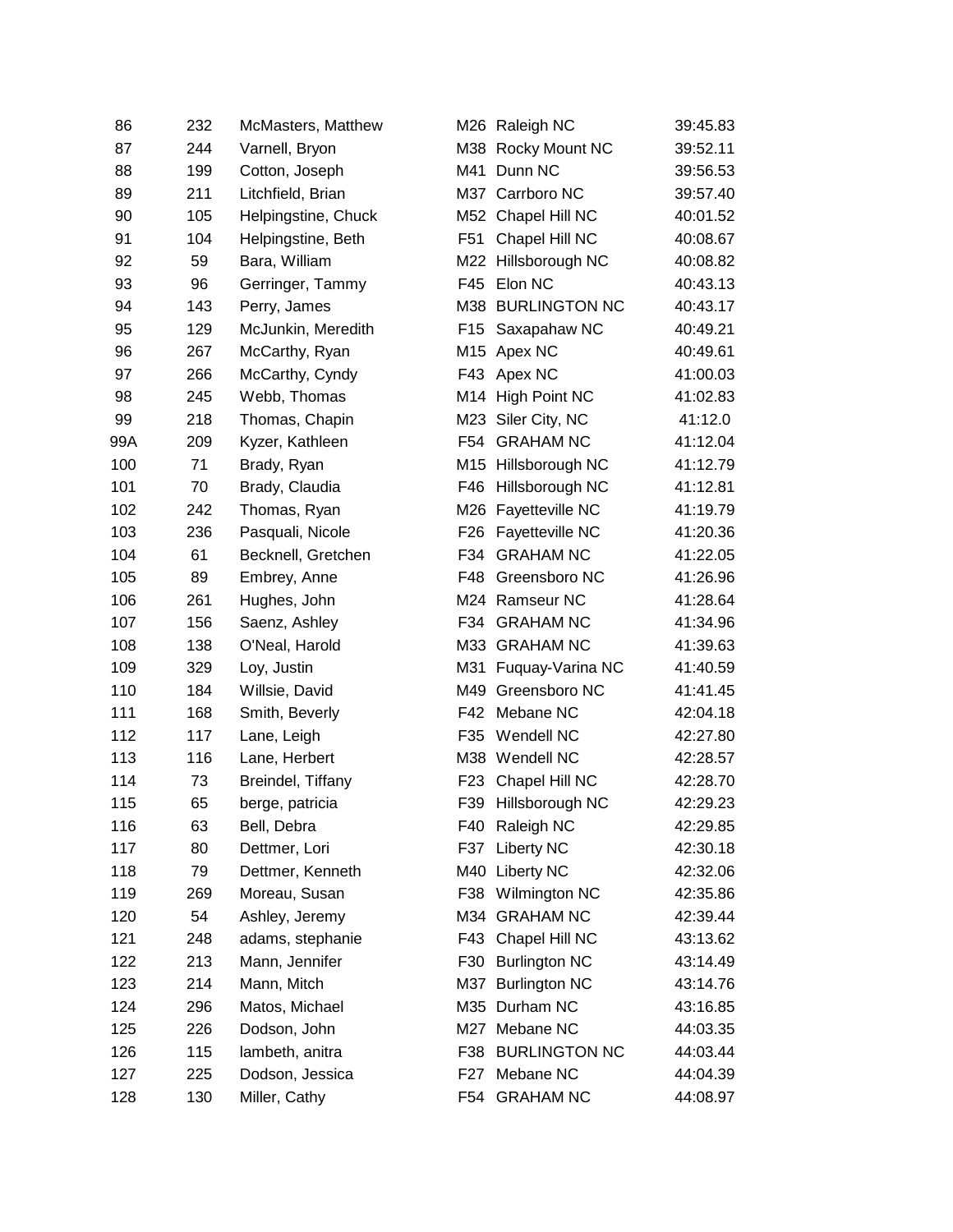| | | | | | |
|---|---|---|---|---|---|
| 86 | 232 | McMasters, Matthew | M26 | Raleigh NC | 39:45.83 |
| 87 | 244 | Varnell, Bryon | M38 | Rocky Mount NC | 39:52.11 |
| 88 | 199 | Cotton, Joseph | M41 | Dunn NC | 39:56.53 |
| 89 | 211 | Litchfield, Brian | M37 | Carrboro NC | 39:57.40 |
| 90 | 105 | Helpingstine, Chuck | M52 | Chapel Hill NC | 40:01.52 |
| 91 | 104 | Helpingstine, Beth | F51 | Chapel Hill NC | 40:08.67 |
| 92 | 59 | Bara, William | M22 | Hillsborough NC | 40:08.82 |
| 93 | 96 | Gerringer, Tammy | F45 | Elon NC | 40:43.13 |
| 94 | 143 | Perry, James | M38 | BURLINGTON NC | 40:43.17 |
| 95 | 129 | McJunkin, Meredith | F15 | Saxapahaw NC | 40:49.21 |
| 96 | 267 | McCarthy, Ryan | M15 | Apex NC | 40:49.61 |
| 97 | 266 | McCarthy, Cyndy | F43 | Apex NC | 41:00.03 |
| 98 | 245 | Webb, Thomas | M14 | High Point NC | 41:02.83 |
| 99 | 218 | Thomas, Chapin | M23 | Siler City, NC | 41:12.0 |
| 99A | 209 | Kyzer, Kathleen | F54 | GRAHAM NC | 41:12.04 |
| 100 | 71 | Brady, Ryan | M15 | Hillsborough NC | 41:12.79 |
| 101 | 70 | Brady, Claudia | F46 | Hillsborough NC | 41:12.81 |
| 102 | 242 | Thomas, Ryan | M26 | Fayetteville NC | 41:19.79 |
| 103 | 236 | Pasquali, Nicole | F26 | Fayetteville NC | 41:20.36 |
| 104 | 61 | Becknell, Gretchen | F34 | GRAHAM NC | 41:22.05 |
| 105 | 89 | Embrey, Anne | F48 | Greensboro NC | 41:26.96 |
| 106 | 261 | Hughes, John | M24 | Ramseur NC | 41:28.64 |
| 107 | 156 | Saenz, Ashley | F34 | GRAHAM NC | 41:34.96 |
| 108 | 138 | O'Neal, Harold | M33 | GRAHAM NC | 41:39.63 |
| 109 | 329 | Loy, Justin | M31 | Fuquay-Varina NC | 41:40.59 |
| 110 | 184 | Willsie, David | M49 | Greensboro NC | 41:41.45 |
| 111 | 168 | Smith, Beverly | F42 | Mebane NC | 42:04.18 |
| 112 | 117 | Lane, Leigh | F35 | Wendell NC | 42:27.80 |
| 113 | 116 | Lane, Herbert | M38 | Wendell NC | 42:28.57 |
| 114 | 73 | Breindel, Tiffany | F23 | Chapel Hill NC | 42:28.70 |
| 115 | 65 | berge, patricia | F39 | Hillsborough NC | 42:29.23 |
| 116 | 63 | Bell, Debra | F40 | Raleigh NC | 42:29.85 |
| 117 | 80 | Dettmer, Lori | F37 | Liberty NC | 42:30.18 |
| 118 | 79 | Dettmer, Kenneth | M40 | Liberty NC | 42:32.06 |
| 119 | 269 | Moreau, Susan | F38 | Wilmington NC | 42:35.86 |
| 120 | 54 | Ashley, Jeremy | M34 | GRAHAM NC | 42:39.44 |
| 121 | 248 | adams, stephanie | F43 | Chapel Hill NC | 43:13.62 |
| 122 | 213 | Mann, Jennifer | F30 | Burlington NC | 43:14.49 |
| 123 | 214 | Mann, Mitch | M37 | Burlington NC | 43:14.76 |
| 124 | 296 | Matos, Michael | M35 | Durham NC | 43:16.85 |
| 125 | 226 | Dodson, John | M27 | Mebane NC | 44:03.35 |
| 126 | 115 | lambeth, anitra | F38 | BURLINGTON NC | 44:03.44 |
| 127 | 225 | Dodson, Jessica | F27 | Mebane NC | 44:04.39 |
| 128 | 130 | Miller, Cathy | F54 | GRAHAM NC | 44:08.97 |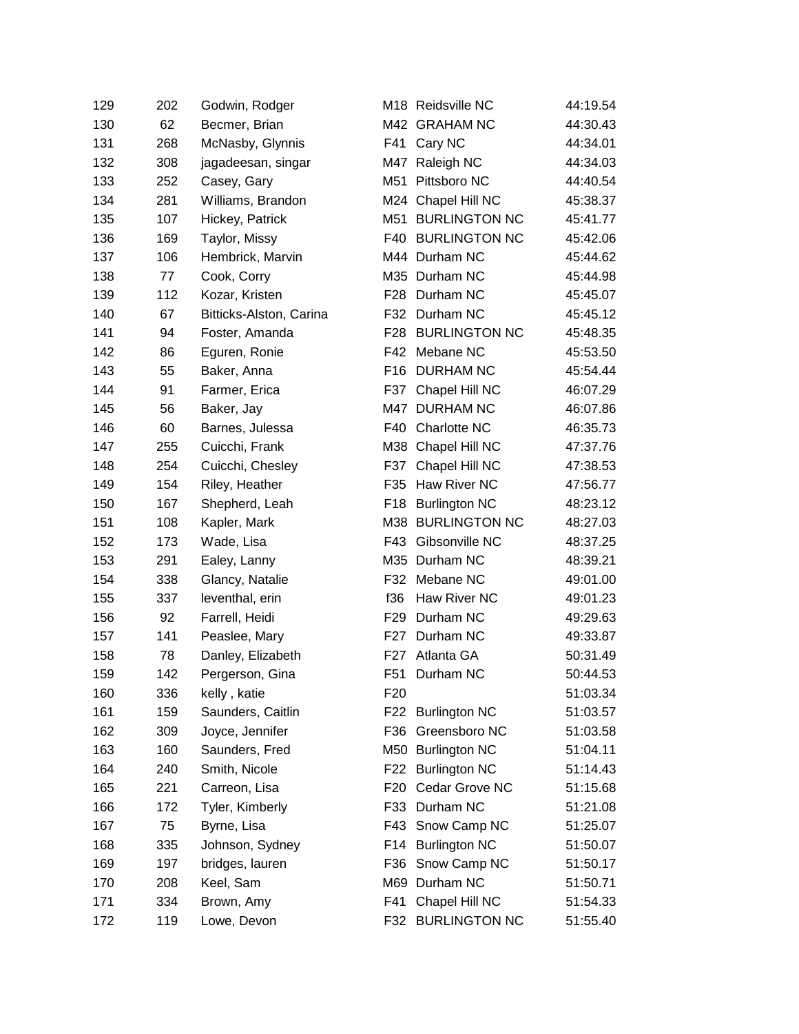| | | | | | |
|---|---|---|---|---|---|
| 129 | 202 | Godwin, Rodger | M18 | Reidsville NC | 44:19.54 |
| 130 | 62 | Becmer, Brian | M42 | GRAHAM NC | 44:30.43 |
| 131 | 268 | McNasby, Glynnis | F41 | Cary NC | 44:34.01 |
| 132 | 308 | jagadeesan, singar | M47 | Raleigh NC | 44:34.03 |
| 133 | 252 | Casey, Gary | M51 | Pittsboro NC | 44:40.54 |
| 134 | 281 | Williams, Brandon | M24 | Chapel Hill NC | 45:38.37 |
| 135 | 107 | Hickey, Patrick | M51 | BURLINGTON NC | 45:41.77 |
| 136 | 169 | Taylor, Missy | F40 | BURLINGTON NC | 45:42.06 |
| 137 | 106 | Hembrick, Marvin | M44 | Durham NC | 45:44.62 |
| 138 | 77 | Cook, Corry | M35 | Durham NC | 45:44.98 |
| 139 | 112 | Kozar, Kristen | F28 | Durham NC | 45:45.07 |
| 140 | 67 | Bitticks-Alston, Carina | F32 | Durham NC | 45:45.12 |
| 141 | 94 | Foster, Amanda | F28 | BURLINGTON NC | 45:48.35 |
| 142 | 86 | Eguren, Ronie | F42 | Mebane NC | 45:53.50 |
| 143 | 55 | Baker, Anna | F16 | DURHAM NC | 45:54.44 |
| 144 | 91 | Farmer, Erica | F37 | Chapel Hill NC | 46:07.29 |
| 145 | 56 | Baker, Jay | M47 | DURHAM NC | 46:07.86 |
| 146 | 60 | Barnes, Julessa | F40 | Charlotte NC | 46:35.73 |
| 147 | 255 | Cuicchi, Frank | M38 | Chapel Hill NC | 47:37.76 |
| 148 | 254 | Cuicchi, Chesley | F37 | Chapel Hill NC | 47:38.53 |
| 149 | 154 | Riley, Heather | F35 | Haw River NC | 47:56.77 |
| 150 | 167 | Shepherd, Leah | F18 | Burlington NC | 48:23.12 |
| 151 | 108 | Kapler, Mark | M38 | BURLINGTON NC | 48:27.03 |
| 152 | 173 | Wade, Lisa | F43 | Gibsonville NC | 48:37.25 |
| 153 | 291 | Ealey, Lanny | M35 | Durham NC | 48:39.21 |
| 154 | 338 | Glancy, Natalie | F32 | Mebane NC | 49:01.00 |
| 155 | 337 | leventhal, erin | f36 | Haw River NC | 49:01.23 |
| 156 | 92 | Farrell, Heidi | F29 | Durham NC | 49:29.63 |
| 157 | 141 | Peaslee, Mary | F27 | Durham NC | 49:33.87 |
| 158 | 78 | Danley, Elizabeth | F27 | Atlanta GA | 50:31.49 |
| 159 | 142 | Pergerson, Gina | F51 | Durham NC | 50:44.53 |
| 160 | 336 | kelly , katie | F20 | | 51:03.34 |
| 161 | 159 | Saunders, Caitlin | F22 | Burlington NC | 51:03.57 |
| 162 | 309 | Joyce, Jennifer | F36 | Greensboro NC | 51:03.58 |
| 163 | 160 | Saunders, Fred | M50 | Burlington NC | 51:04.11 |
| 164 | 240 | Smith, Nicole | F22 | Burlington NC | 51:14.43 |
| 165 | 221 | Carreon, Lisa | F20 | Cedar Grove NC | 51:15.68 |
| 166 | 172 | Tyler, Kimberly | F33 | Durham NC | 51:21.08 |
| 167 | 75 | Byrne, Lisa | F43 | Snow Camp NC | 51:25.07 |
| 168 | 335 | Johnson, Sydney | F14 | Burlington NC | 51:50.07 |
| 169 | 197 | bridges, lauren | F36 | Snow Camp NC | 51:50.17 |
| 170 | 208 | Keel, Sam | M69 | Durham NC | 51:50.71 |
| 171 | 334 | Brown, Amy | F41 | Chapel Hill NC | 51:54.33 |
| 172 | 119 | Lowe, Devon | F32 | BURLINGTON NC | 51:55.40 |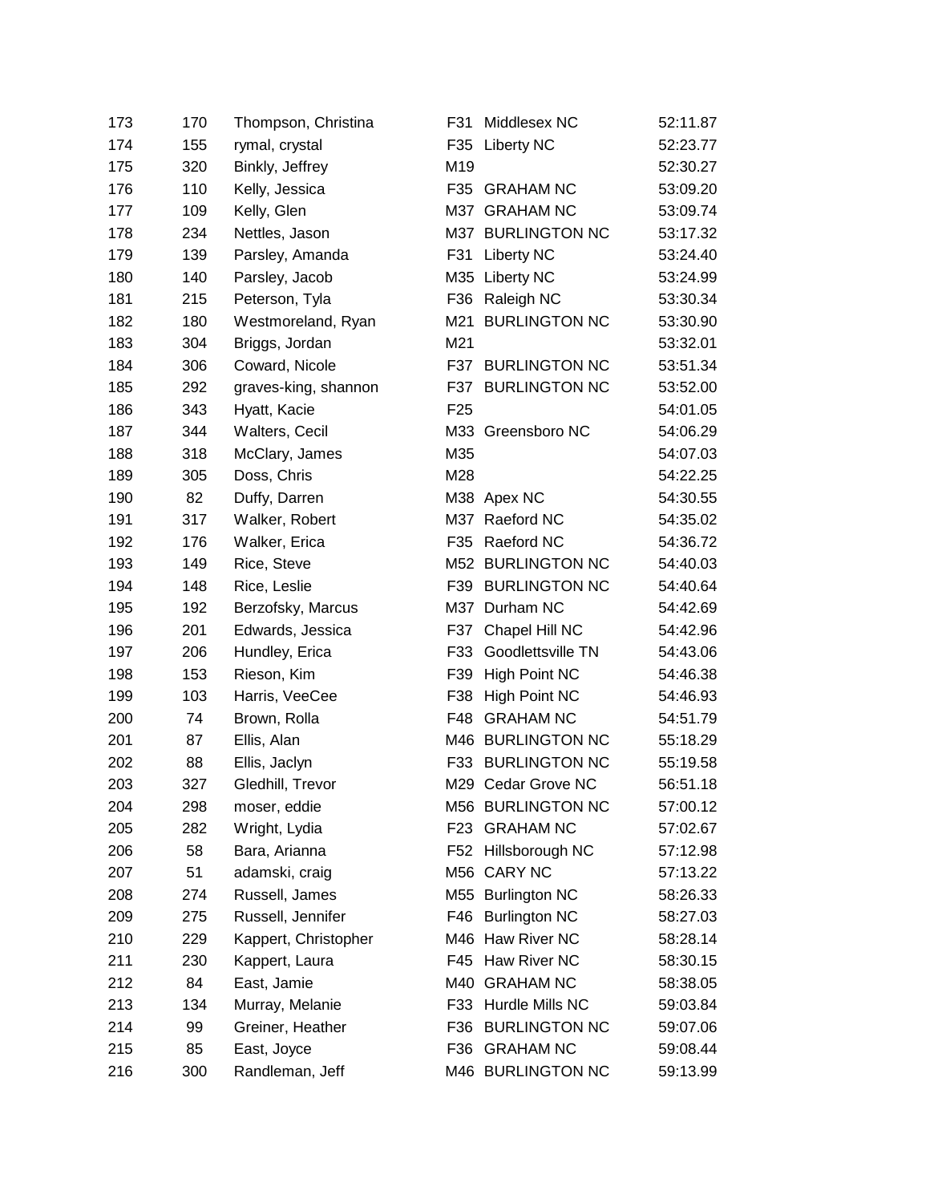| | | | | | |
|---|---|---|---|---|---|
| 173 | 170 | Thompson, Christina | F31 | Middlesex NC | 52:11.87 |
| 174 | 155 | rymal, crystal | F35 | Liberty NC | 52:23.77 |
| 175 | 320 | Binkly, Jeffrey | M19 | | 52:30.27 |
| 176 | 110 | Kelly, Jessica | F35 | GRAHAM NC | 53:09.20 |
| 177 | 109 | Kelly, Glen | M37 | GRAHAM NC | 53:09.74 |
| 178 | 234 | Nettles, Jason | M37 | BURLINGTON NC | 53:17.32 |
| 179 | 139 | Parsley, Amanda | F31 | Liberty NC | 53:24.40 |
| 180 | 140 | Parsley, Jacob | M35 | Liberty NC | 53:24.99 |
| 181 | 215 | Peterson, Tyla | F36 | Raleigh NC | 53:30.34 |
| 182 | 180 | Westmoreland, Ryan | M21 | BURLINGTON NC | 53:30.90 |
| 183 | 304 | Briggs, Jordan | M21 | | 53:32.01 |
| 184 | 306 | Coward, Nicole | F37 | BURLINGTON NC | 53:51.34 |
| 185 | 292 | graves-king, shannon | F37 | BURLINGTON NC | 53:52.00 |
| 186 | 343 | Hyatt, Kacie | F25 | | 54:01.05 |
| 187 | 344 | Walters, Cecil | M33 | Greensboro NC | 54:06.29 |
| 188 | 318 | McClary, James | M35 | | 54:07.03 |
| 189 | 305 | Doss, Chris | M28 | | 54:22.25 |
| 190 | 82 | Duffy, Darren | M38 | Apex NC | 54:30.55 |
| 191 | 317 | Walker, Robert | M37 | Raeford NC | 54:35.02 |
| 192 | 176 | Walker, Erica | F35 | Raeford NC | 54:36.72 |
| 193 | 149 | Rice, Steve | M52 | BURLINGTON NC | 54:40.03 |
| 194 | 148 | Rice, Leslie | F39 | BURLINGTON NC | 54:40.64 |
| 195 | 192 | Berzofsky, Marcus | M37 | Durham NC | 54:42.69 |
| 196 | 201 | Edwards, Jessica | F37 | Chapel Hill NC | 54:42.96 |
| 197 | 206 | Hundley, Erica | F33 | Goodlettsville TN | 54:43.06 |
| 198 | 153 | Rieson, Kim | F39 | High Point NC | 54:46.38 |
| 199 | 103 | Harris, VeeCee | F38 | High Point NC | 54:46.93 |
| 200 | 74 | Brown, Rolla | F48 | GRAHAM NC | 54:51.79 |
| 201 | 87 | Ellis, Alan | M46 | BURLINGTON NC | 55:18.29 |
| 202 | 88 | Ellis, Jaclyn | F33 | BURLINGTON NC | 55:19.58 |
| 203 | 327 | Gledhill, Trevor | M29 | Cedar Grove NC | 56:51.18 |
| 204 | 298 | moser, eddie | M56 | BURLINGTON NC | 57:00.12 |
| 205 | 282 | Wright, Lydia | F23 | GRAHAM NC | 57:02.67 |
| 206 | 58 | Bara, Arianna | F52 | Hillsborough NC | 57:12.98 |
| 207 | 51 | adamski, craig | M56 | CARY NC | 57:13.22 |
| 208 | 274 | Russell, James | M55 | Burlington NC | 58:26.33 |
| 209 | 275 | Russell, Jennifer | F46 | Burlington NC | 58:27.03 |
| 210 | 229 | Kappert, Christopher | M46 | Haw River NC | 58:28.14 |
| 211 | 230 | Kappert, Laura | F45 | Haw River NC | 58:30.15 |
| 212 | 84 | East, Jamie | M40 | GRAHAM NC | 58:38.05 |
| 213 | 134 | Murray, Melanie | F33 | Hurdle Mills NC | 59:03.84 |
| 214 | 99 | Greiner, Heather | F36 | BURLINGTON NC | 59:07.06 |
| 215 | 85 | East, Joyce | F36 | GRAHAM NC | 59:08.44 |
| 216 | 300 | Randleman, Jeff | M46 | BURLINGTON NC | 59:13.99 |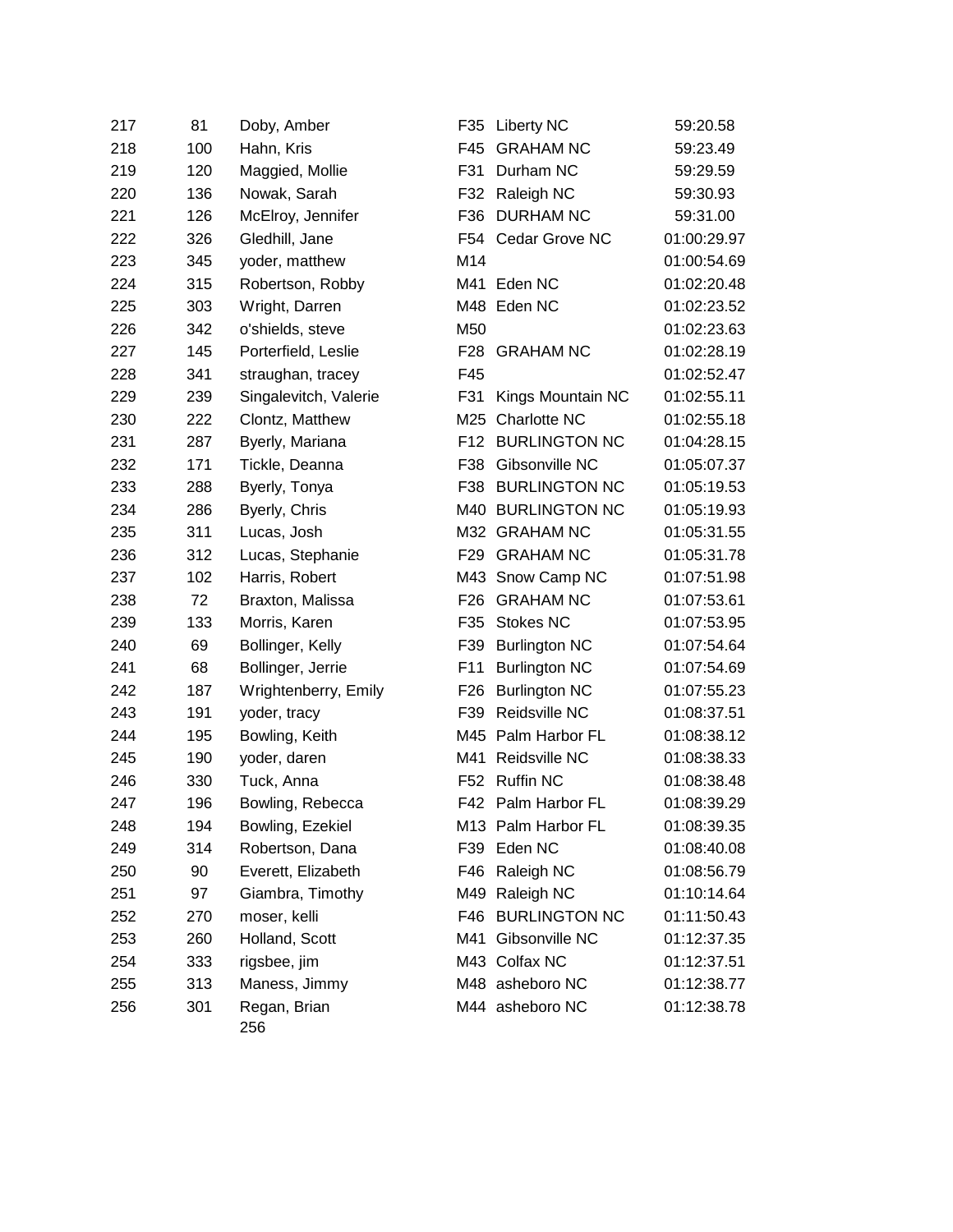| | | | | | |
|---|---|---|---|---|---|
| 217 | 81 | Doby, Amber | F35 | Liberty NC | 59:20.58 |
| 218 | 100 | Hahn, Kris | F45 | GRAHAM NC | 59:23.49 |
| 219 | 120 | Maggied, Mollie | F31 | Durham NC | 59:29.59 |
| 220 | 136 | Nowak, Sarah | F32 | Raleigh NC | 59:30.93 |
| 221 | 126 | McElroy, Jennifer | F36 | DURHAM NC | 59:31.00 |
| 222 | 326 | Gledhill, Jane | F54 | Cedar Grove NC | 01:00:29.97 |
| 223 | 345 | yoder, matthew | M14 | | 01:00:54.69 |
| 224 | 315 | Robertson, Robby | M41 | Eden NC | 01:02:20.48 |
| 225 | 303 | Wright, Darren | M48 | Eden NC | 01:02:23.52 |
| 226 | 342 | o'shields, steve | M50 | | 01:02:23.63 |
| 227 | 145 | Porterfield, Leslie | F28 | GRAHAM NC | 01:02:28.19 |
| 228 | 341 | straughan, tracey | F45 | | 01:02:52.47 |
| 229 | 239 | Singalevitch, Valerie | F31 | Kings Mountain NC | 01:02:55.11 |
| 230 | 222 | Clontz, Matthew | M25 | Charlotte NC | 01:02:55.18 |
| 231 | 287 | Byerly, Mariana | F12 | BURLINGTON NC | 01:04:28.15 |
| 232 | 171 | Tickle, Deanna | F38 | Gibsonville NC | 01:05:07.37 |
| 233 | 288 | Byerly, Tonya | F38 | BURLINGTON NC | 01:05:19.53 |
| 234 | 286 | Byerly, Chris | M40 | BURLINGTON NC | 01:05:19.93 |
| 235 | 311 | Lucas, Josh | M32 | GRAHAM NC | 01:05:31.55 |
| 236 | 312 | Lucas, Stephanie | F29 | GRAHAM NC | 01:05:31.78 |
| 237 | 102 | Harris, Robert | M43 | Snow Camp NC | 01:07:51.98 |
| 238 | 72 | Braxton, Malissa | F26 | GRAHAM NC | 01:07:53.61 |
| 239 | 133 | Morris, Karen | F35 | Stokes NC | 01:07:53.95 |
| 240 | 69 | Bollinger, Kelly | F39 | Burlington NC | 01:07:54.64 |
| 241 | 68 | Bollinger, Jerrie | F11 | Burlington NC | 01:07:54.69 |
| 242 | 187 | Wrightenberry, Emily | F26 | Burlington NC | 01:07:55.23 |
| 243 | 191 | yoder, tracy | F39 | Reidsville NC | 01:08:37.51 |
| 244 | 195 | Bowling, Keith | M45 | Palm Harbor FL | 01:08:38.12 |
| 245 | 190 | yoder, daren | M41 | Reidsville NC | 01:08:38.33 |
| 246 | 330 | Tuck, Anna | F52 | Ruffin NC | 01:08:38.48 |
| 247 | 196 | Bowling, Rebecca | F42 | Palm Harbor FL | 01:08:39.29 |
| 248 | 194 | Bowling, Ezekiel | M13 | Palm Harbor FL | 01:08:39.35 |
| 249 | 314 | Robertson, Dana | F39 | Eden NC | 01:08:40.08 |
| 250 | 90 | Everett, Elizabeth | F46 | Raleigh NC | 01:08:56.79 |
| 251 | 97 | Giambra, Timothy | M49 | Raleigh NC | 01:10:14.64 |
| 252 | 270 | moser, kelli | F46 | BURLINGTON NC | 01:11:50.43 |
| 253 | 260 | Holland, Scott | M41 | Gibsonville NC | 01:12:37.35 |
| 254 | 333 | rigsbee, jim | M43 | Colfax NC | 01:12:37.51 |
| 255 | 313 | Maness, Jimmy | M48 | asheboro NC | 01:12:38.77 |
| 256 | 301 | Regan, Brian | M44 | asheboro NC | 01:12:38.78 |
| | | 256 | | | |